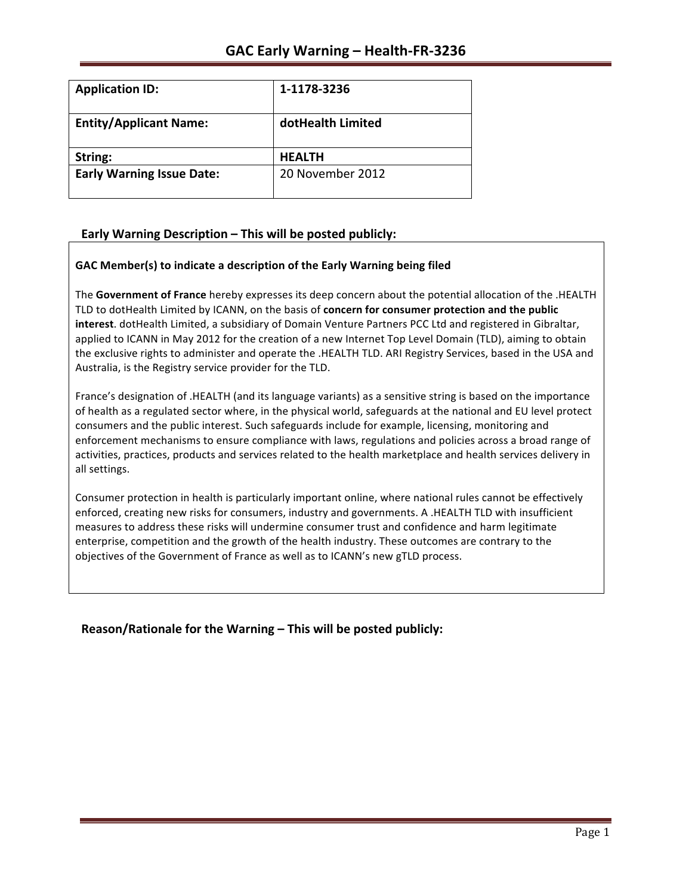# GAC Early Warning – Health-FR-3236

| Application ID: | 1-1178-3236 |
|---|---|
| Entity/Applicant Name: | dotHealth Limited |
| String: | HEALTH |
| Early Warning Issue Date: | 20 November 2012 |

## Early Warning Description – This will be posted publicly:

**GAC Member(s) to indicate a description of the Early Warning being filed**

The **Government of France** hereby expresses its deep concern about the potential allocation of the .HEALTH TLD to dotHealth Limited by ICANN, on the basis of **concern for consumer protection and the public interest**. dotHealth Limited, a subsidiary of Domain Venture Partners PCC Ltd and registered in Gibraltar, applied to ICANN in May 2012 for the creation of a new Internet Top Level Domain (TLD), aiming to obtain the exclusive rights to administer and operate the .HEALTH TLD. ARI Registry Services, based in the USA and Australia, is the Registry service provider for the TLD.

France's designation of .HEALTH (and its language variants) as a sensitive string is based on the importance of health as a regulated sector where, in the physical world, safeguards at the national and EU level protect consumers and the public interest. Such safeguards include for example, licensing, monitoring and enforcement mechanisms to ensure compliance with laws, regulations and policies across a broad range of activities, practices, products and services related to the health marketplace and health services delivery in all settings.

Consumer protection in health is particularly important online, where national rules cannot be effectively enforced, creating new risks for consumers, industry and governments. A .HEALTH TLD with insufficient measures to address these risks will undermine consumer trust and confidence and harm legitimate enterprise, competition and the growth of the health industry. These outcomes are contrary to the objectives of the Government of France as well as to ICANN's new gTLD process.

## Reason/Rationale for the Warning – This will be posted publicly: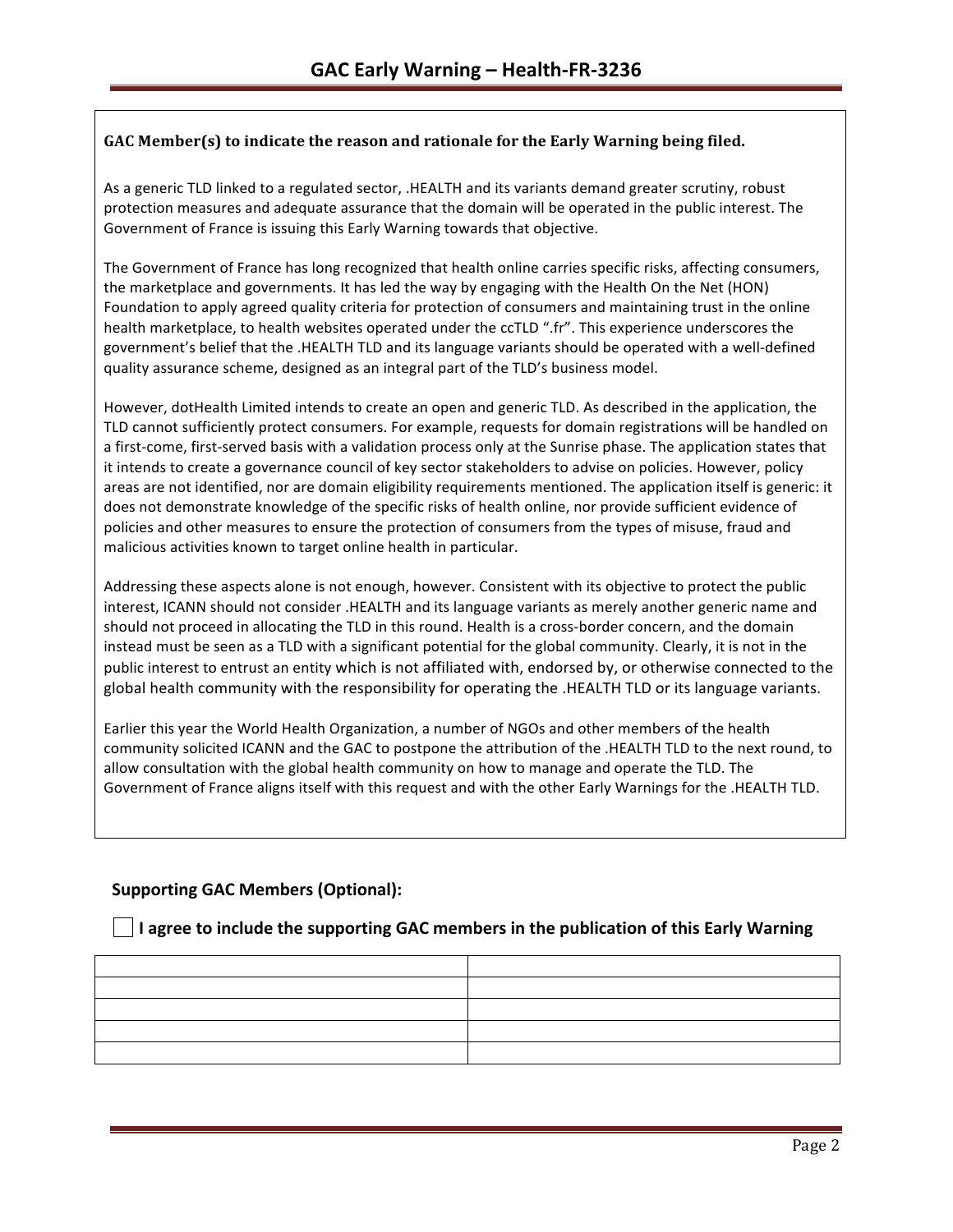**GAC Member(s) to indicate the reason and rationale for the Early Warning being filed.**

As a generic TLD linked to a regulated sector, .HEALTH and its variants demand greater scrutiny, robust protection measures and adequate assurance that the domain will be operated in the public interest. The Government of France is issuing this Early Warning towards that objective.

The Government of France has long recognized that health online carries specific risks, affecting consumers, the marketplace and governments. It has led the way by engaging with the Health On the Net (HON) Foundation to apply agreed quality criteria for protection of consumers and maintaining trust in the online health marketplace, to health websites operated under the ccTLD ".fr". This experience underscores the government's belief that the .HEALTH TLD and its language variants should be operated with a well-defined quality assurance scheme, designed as an integral part of the TLD's business model.

However, dotHealth Limited intends to create an open and generic TLD. As described in the application, the TLD cannot sufficiently protect consumers. For example, requests for domain registrations will be handled on a first-come, first-served basis with a validation process only at the Sunrise phase. The application states that it intends to create a governance council of key sector stakeholders to advise on policies. However, policy areas are not identified, nor are domain eligibility requirements mentioned. The application itself is generic: it does not demonstrate knowledge of the specific risks of health online, nor provide sufficient evidence of policies and other measures to ensure the protection of consumers from the types of misuse, fraud and malicious activities known to target online health in particular.

Addressing these aspects alone is not enough, however. Consistent with its objective to protect the public interest, ICANN should not consider .HEALTH and its language variants as merely another generic name and should not proceed in allocating the TLD in this round. Health is a cross-border concern, and the domain instead must be seen as a TLD with a significant potential for the global community. Clearly, it is not in the public interest to entrust an entity which is not affiliated with, endorsed by, or otherwise connected to the global health community with the responsibility for operating the .HEALTH TLD or its language variants.

Earlier this year the World Health Organization, a number of NGOs and other members of the health community solicited ICANN and the GAC to postpone the attribution of the .HEALTH TLD to the next round, to allow consultation with the global health community on how to manage and operate the TLD. The Government of France aligns itself with this request and with the other Early Warnings for the .HEALTH TLD.

## Supporting GAC Members (Optional):

☐ **I agree to include the supporting GAC members in the publication of this Early Warning**

| | |
|---|---|
| | |
| | |
| | |
| | |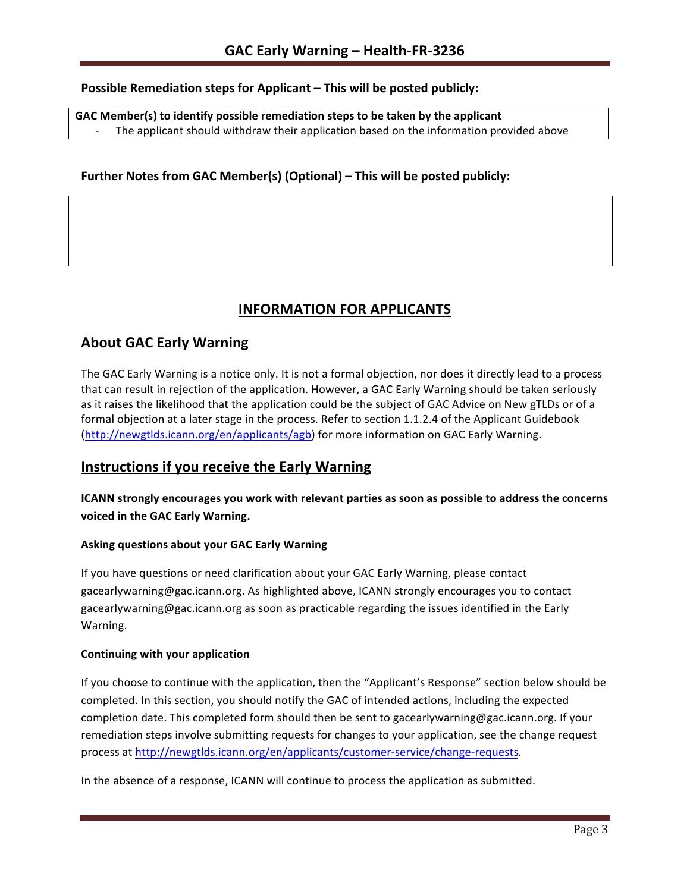**Possible Remediation steps for Applicant – This will be posted publicly:**

| **GAC Member(s) to identify possible remediation steps to be taken by the applicant** |
|---|
| - The applicant should withdraw their application based on the information provided above |

**Further Notes from GAC Member(s) (Optional) – This will be posted publicly:**

| |
|---|
| |

## INFORMATION FOR APPLICANTS

## About GAC Early Warning

The GAC Early Warning is a notice only. It is not a formal objection, nor does it directly lead to a process that can result in rejection of the application. However, a GAC Early Warning should be taken seriously as it raises the likelihood that the application could be the subject of GAC Advice on New gTLDs or of a formal objection at a later stage in the process. Refer to section 1.1.2.4 of the Applicant Guidebook (http://newgtlds.icann.org/en/applicants/agb) for more information on GAC Early Warning.

## Instructions if you receive the Early Warning

**ICANN strongly encourages you work with relevant parties as soon as possible to address the concerns voiced in the GAC Early Warning.**

#### Asking questions about your GAC Early Warning

If you have questions or need clarification about your GAC Early Warning, please contact gacearlywarning@gac.icann.org. As highlighted above, ICANN strongly encourages you to contact gacearlywarning@gac.icann.org as soon as practicable regarding the issues identified in the Early Warning.

#### Continuing with your application

If you choose to continue with the application, then the "Applicant's Response" section below should be completed. In this section, you should notify the GAC of intended actions, including the expected completion date. This completed form should then be sent to gacearlywarning@gac.icann.org. If your remediation steps involve submitting requests for changes to your application, see the change request process at http://newgtlds.icann.org/en/applicants/customer-service/change-requests.

In the absence of a response, ICANN will continue to process the application as submitted.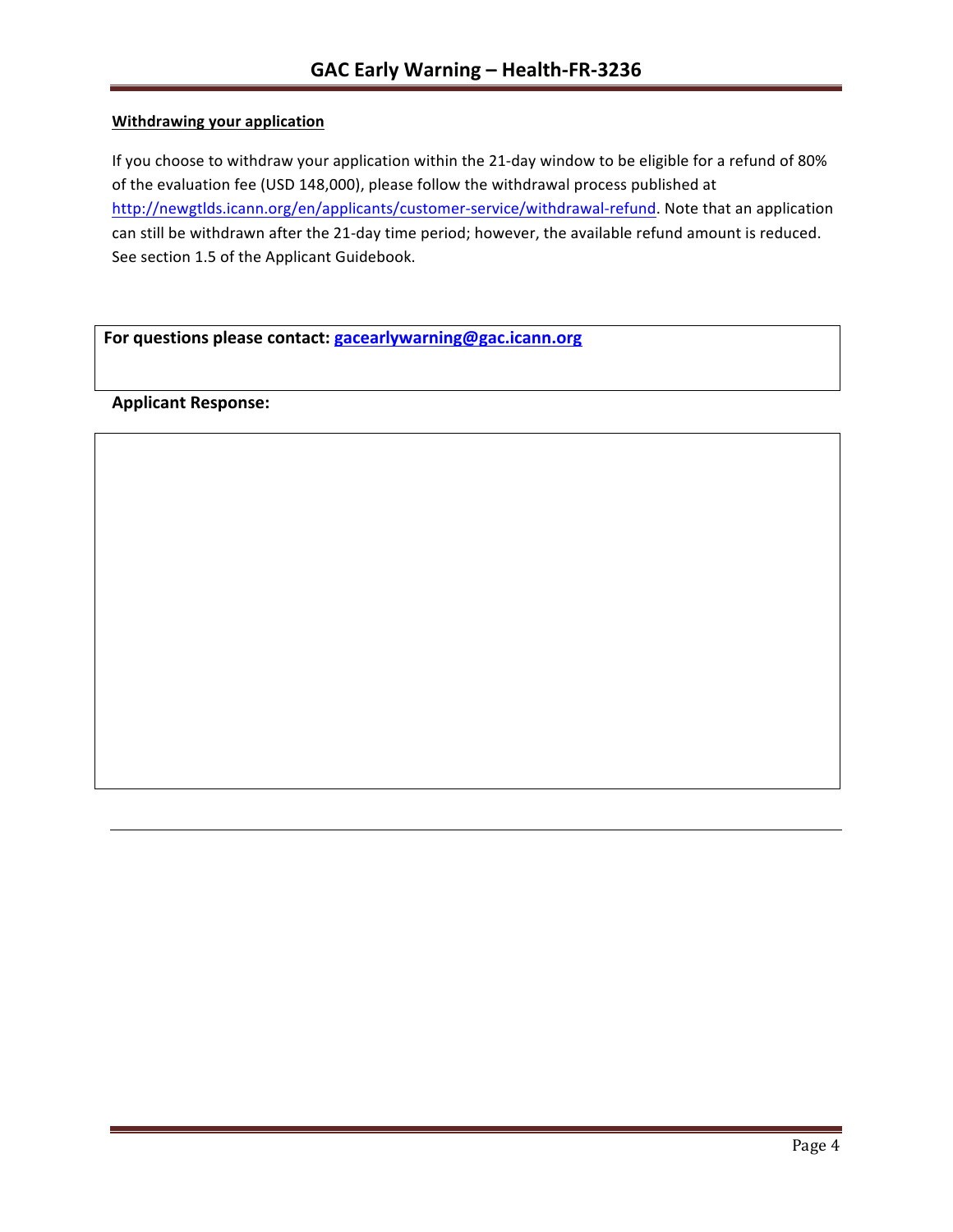**Withdrawing your application**

If you choose to withdraw your application within the 21-day window to be eligible for a refund of 80% of the evaluation fee (USD 148,000), please follow the withdrawal process published at http://newgtlds.icann.org/en/applicants/customer-service/withdrawal-refund. Note that an application can still be withdrawn after the 21-day time period; however, the available refund amount is reduced. See section 1.5 of the Applicant Guidebook.

**For questions please contact: gacearlywarning@gac.icann.org**

**Applicant Response:**